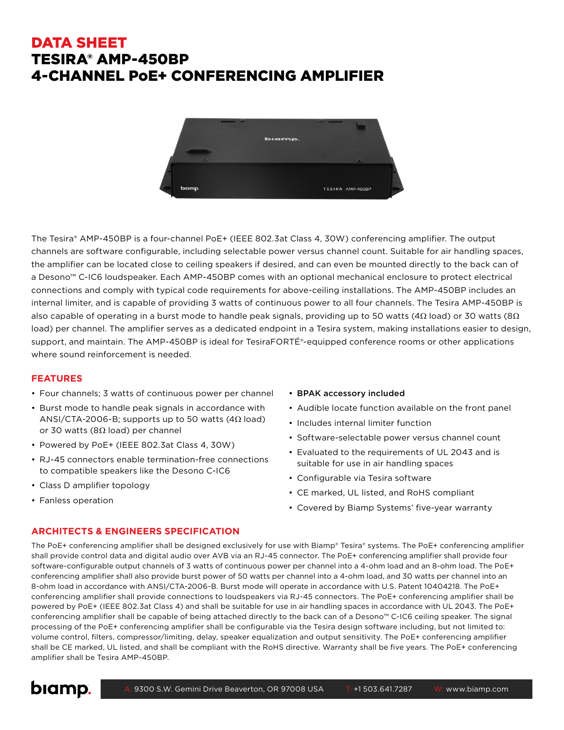# DATA SHEET
# TESIRA® AMP-450BP
# 4-CHANNEL PoE+ CONFERENCING AMPLIFIER

The Tesira® AMP-450BP is a four-channel PoE+ (IEEE 802.3at Class 4, 30W) conferencing amplifier. The output channels are software configurable, including selectable power versus channel count. Suitable for air handling spaces, the amplifier can be located close to ceiling speakers if desired, and can even be mounted directly to the back can of a Desono™ C-IC6 loudspeaker. Each AMP-450BP comes with an optional mechanical enclosure to protect electrical connections and comply with typical code requirements for above-ceiling installations. The AMP-450BP includes an internal limiter, and is capable of providing 3 watts of continuous power to all four channels. The Tesira AMP-450BP is also capable of operating in a burst mode to handle peak signals, providing up to 50 watts (4Ω load) or 30 watts (8Ω load) per channel. The amplifier serves as a dedicated endpoint in a Tesira system, making installations easier to design, support, and maintain. The AMP-450BP is ideal for TesiraFORTÉ®-equipped conference rooms or other applications where sound reinforcement is needed.

## FEATURES

- Four channels; 3 watts of continuous power per channel
- Burst mode to handle peak signals in accordance with ANSI/CTA-2006-B; supports up to 50 watts (4Ω load) or 30 watts (8Ω load) per channel
- Powered by PoE+ (IEEE 802.3at Class 4, 30W)
- RJ-45 connectors enable termination-free connections to compatible speakers like the Desono C-IC6
- Class D amplifier topology
- Fanless operation
- **BPAK accessory included**
- Audible locate function available on the front panel
- Includes internal limiter function
- Software-selectable power versus channel count
- Evaluated to the requirements of UL 2043 and is suitable for use in air handling spaces
- Configurable via Tesira software
- CE marked, UL listed, and RoHS compliant
- Covered by Biamp Systems' five-year warranty

## ARCHITECTS & ENGINEERS SPECIFICATION

The PoE+ conferencing amplifier shall be designed exclusively for use with Biamp® Tesira® systems. The PoE+ conferencing amplifier shall provide control data and digital audio over AVB via an RJ-45 connector. The PoE+ conferencing amplifier shall provide four software-configurable output channels of 3 watts of continuous power per channel into a 4-ohm load and an 8-ohm load. The PoE+ conferencing amplifier shall also provide burst power of 50 watts per channel into a 4-ohm load, and 30 watts per channel into an 8-ohm load in accordance with ANSI/CTA-2006-B. Burst mode will operate in accordance with U.S. Patent 10404218. The PoE+ conferencing amplifier shall provide connections to loudspeakers via RJ-45 connectors. The PoE+ conferencing amplifier shall be powered by PoE+ (IEEE 802.3at Class 4) and shall be suitable for use in air handling spaces in accordance with UL 2043. The PoE+ conferencing amplifier shall be capable of being attached directly to the back can of a Desono™ C-IC6 ceiling speaker. The signal processing of the PoE+ conferencing amplifier shall be configurable via the Tesira design software including, but not limited to: volume control, filters, compressor/limiting, delay, speaker equalization and output sensitivity. The PoE+ conferencing amplifier shall be CE marked, UL listed, and shall be compliant with the RoHS directive. Warranty shall be five years. The PoE+ conferencing amplifier shall be Tesira AMP-450BP.

biamp. A: 9300 S.W. Gemini Drive Beaverton, OR 97008 USA T: +1 503.641.7287 W: www.biamp.com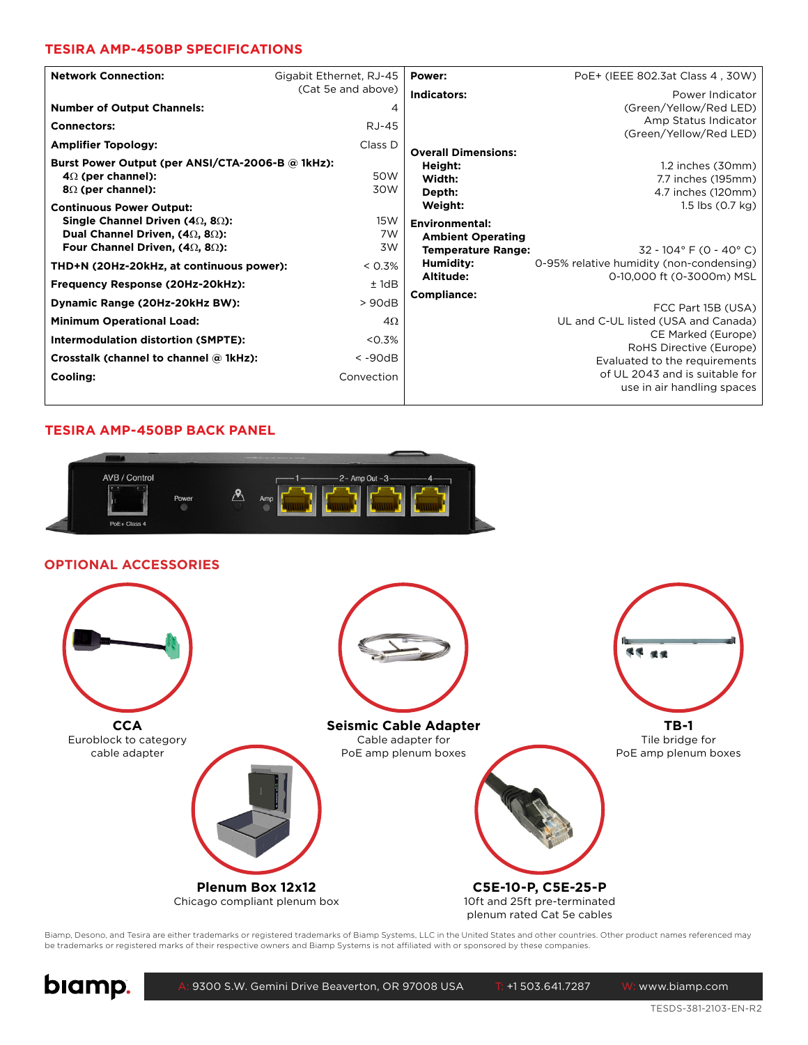## TESIRA AMP-450BP SPECIFICATIONS

| | |
|---|---|
| **Network Connection:** | Gigabit Ethernet, RJ-45 (Cat 5e and above) |
| **Number of Output Channels:** | 4 |
| **Connectors:** | RJ-45 |
| **Amplifier Topology:** | Class D |
| **Burst Power Output (per ANSI/CTA-2006-B @ 1kHz):** | |
| **4Ω (per channel):** | 50W |
| **8Ω (per channel):** | 30W |
| **Continuous Power Output:** | |
| **Single Channel Driven (4Ω, 8Ω):** | 15W |
| **Dual Channel Driven, (4Ω, 8Ω):** | 7W |
| **Four Channel Driven, (4Ω, 8Ω):** | 3W |
| **THD+N (20Hz-20kHz, at continuous power):** | < 0.3% |
| **Frequency Response (20Hz-20kHz):** | ± 1dB |
| **Dynamic Range (20Hz-20kHz BW):** | > 90dB |
| **Minimum Operational Load:** | 4Ω |
| **Intermodulation distortion (SMPTE):** | <0.3% |
| **Crosstalk (channel to channel @ 1kHz):** | < -90dB |
| **Cooling:** | Convection |
| **Power:** | PoE+ (IEEE 802.3at Class 4 , 30W) |
| **Indicators:** | Power Indicator (Green/Yellow/Red LED) Amp Status Indicator (Green/Yellow/Red LED) |
| **Overall Dimensions:** | |
| **Height:** | 1.2 inches (30mm) |
| **Width:** | 7.7 inches (195mm) |
| **Depth:** | 4.7 inches (120mm) |
| **Weight:** | 1.5 lbs (0.7 kg) |
| **Environmental:** | |
| **Ambient Operating Temperature Range:** | 32 - 104° F (0 - 40° C) |
| **Humidity:** | 0-95% relative humidity (non-condensing) |
| **Altitude:** | 0-10,000 ft (0-3000m) MSL |
| **Compliance:** | FCC Part 15B (USA) UL and C-UL listed (USA and Canada) CE Marked (Europe) RoHS Directive (Europe) Evaluated to the requirements of UL 2043 and is suitable for use in air handling spaces |

## TESIRA AMP-450BP BACK PANEL

AVB / Control
PoE+ Class 4
Power
Amp
1 2 – Amp Out – 3 4

## OPTIONAL ACCESSORIES

**CCA**
Euroblock to category cable adapter

**Seismic Cable Adapter**
Cable adapter for PoE amp plenum boxes

**TB-1**
Tile bridge for PoE amp plenum boxes

**Plenum Box 12x12**
Chicago compliant plenum box

**C5E-10-P, C5E-25-P**
10ft and 25ft pre-terminated plenum rated Cat 5e cables

Biamp, Desono, and Tesira are either trademarks or registered trademarks of Biamp Systems, LLC in the United States and other countries. Other product names referenced may be trademarks or registered marks of their respective owners and Biamp Systems is not affiliated with or sponsored by these companies.

biamp.

A: 9300 S.W. Gemini Drive Beaverton, OR 97008 USA T: +1 503.641.7287 W: www.biamp.com

TESDS-381-2103-EN-R2